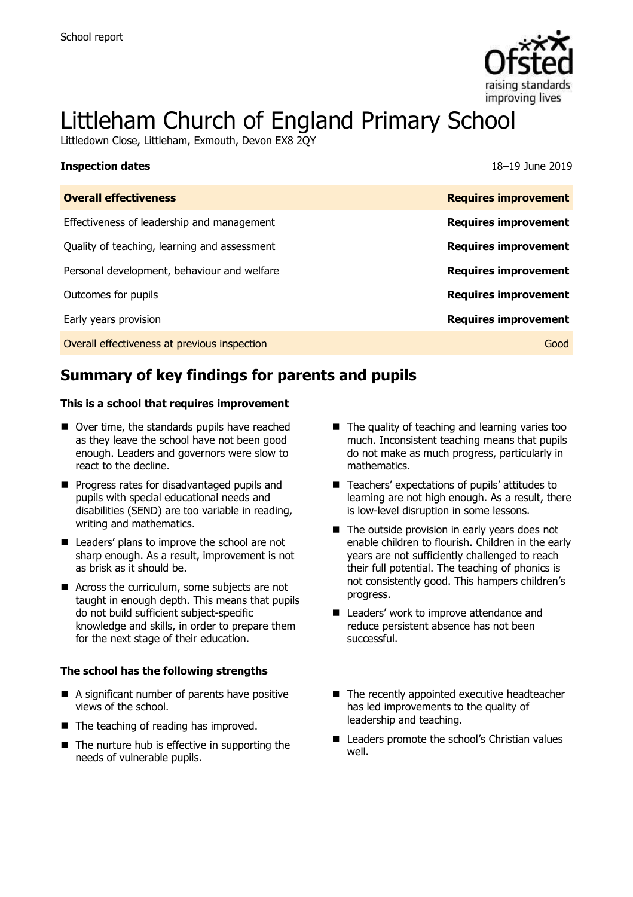School report

# Littleham Church of England Primary School

Littledown Close, Littleham, Exmouth, Devon EX8 2QY

| **Inspection dates** | 18–19 June 2019 |
| --- | --- |
| **Overall effectiveness** | **Requires improvement** |
| Effectiveness of leadership and management | **Requires improvement** |
| Quality of teaching, learning and assessment | **Requires improvement** |
| Personal development, behaviour and welfare | **Requires improvement** |
| Outcomes for pupils | **Requires improvement** |
| Early years provision | **Requires improvement** |
| Overall effectiveness at previous inspection | Good |

## Summary of key findings for parents and pupils

**This is a school that requires improvement**

- Over time, the standards pupils have reached as they leave the school have not been good enough. Leaders and governors were slow to react to the decline.
- Progress rates for disadvantaged pupils and pupils with special educational needs and disabilities (SEND) are too variable in reading, writing and mathematics.
- Leaders' plans to improve the school are not sharp enough. As a result, improvement is not as brisk as it should be.
- Across the curriculum, some subjects are not taught in enough depth. This means that pupils do not build sufficient subject-specific knowledge and skills, in order to prepare them for the next stage of their education.
- The quality of teaching and learning varies too much. Inconsistent teaching means that pupils do not make as much progress, particularly in mathematics.
- Teachers' expectations of pupils' attitudes to learning are not high enough. As a result, there is low-level disruption in some lessons.
- The outside provision in early years does not enable children to flourish. Children in the early years are not sufficiently challenged to reach their full potential. The teaching of phonics is not consistently good. This hampers children's progress.
- Leaders' work to improve attendance and reduce persistent absence has not been successful.

**The school has the following strengths**

- A significant number of parents have positive views of the school.
- The teaching of reading has improved.
- The nurture hub is effective in supporting the needs of vulnerable pupils.
- The recently appointed executive headteacher has led improvements to the quality of leadership and teaching.
- Leaders promote the school's Christian values well.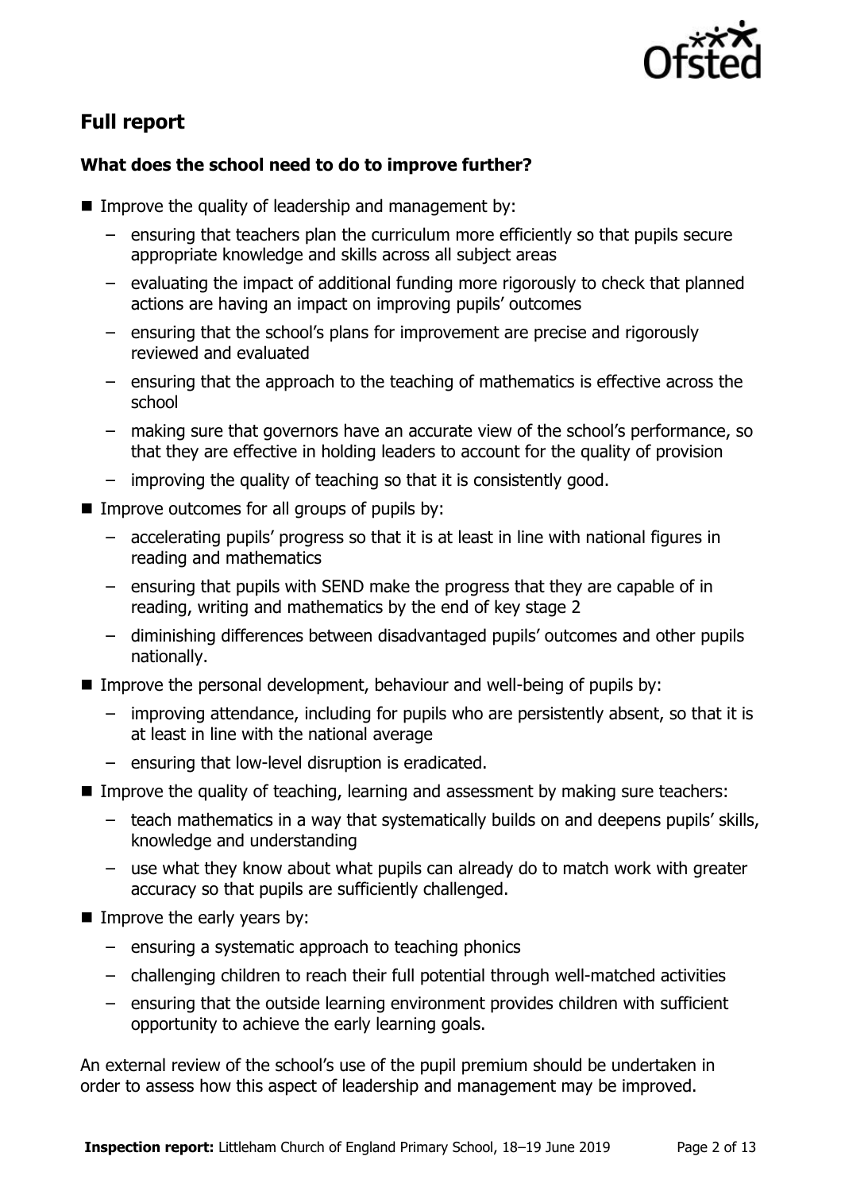## Full report

### What does the school need to do to improve further?

- Improve the quality of leadership and management by:
  - ensuring that teachers plan the curriculum more efficiently so that pupils secure appropriate knowledge and skills across all subject areas
  - evaluating the impact of additional funding more rigorously to check that planned actions are having an impact on improving pupils' outcomes
  - ensuring that the school's plans for improvement are precise and rigorously reviewed and evaluated
  - ensuring that the approach to the teaching of mathematics is effective across the school
  - making sure that governors have an accurate view of the school's performance, so that they are effective in holding leaders to account for the quality of provision
  - improving the quality of teaching so that it is consistently good.
- Improve outcomes for all groups of pupils by:
  - accelerating pupils' progress so that it is at least in line with national figures in reading and mathematics
  - ensuring that pupils with SEND make the progress that they are capable of in reading, writing and mathematics by the end of key stage 2
  - diminishing differences between disadvantaged pupils' outcomes and other pupils nationally.
- Improve the personal development, behaviour and well-being of pupils by:
  - improving attendance, including for pupils who are persistently absent, so that it is at least in line with the national average
  - ensuring that low-level disruption is eradicated.
- Improve the quality of teaching, learning and assessment by making sure teachers:
  - teach mathematics in a way that systematically builds on and deepens pupils' skills, knowledge and understanding
  - use what they know about what pupils can already do to match work with greater accuracy so that pupils are sufficiently challenged.
- Improve the early years by:
  - ensuring a systematic approach to teaching phonics
  - challenging children to reach their full potential through well-matched activities
  - ensuring that the outside learning environment provides children with sufficient opportunity to achieve the early learning goals.

An external review of the school's use of the pupil premium should be undertaken in order to assess how this aspect of leadership and management may be improved.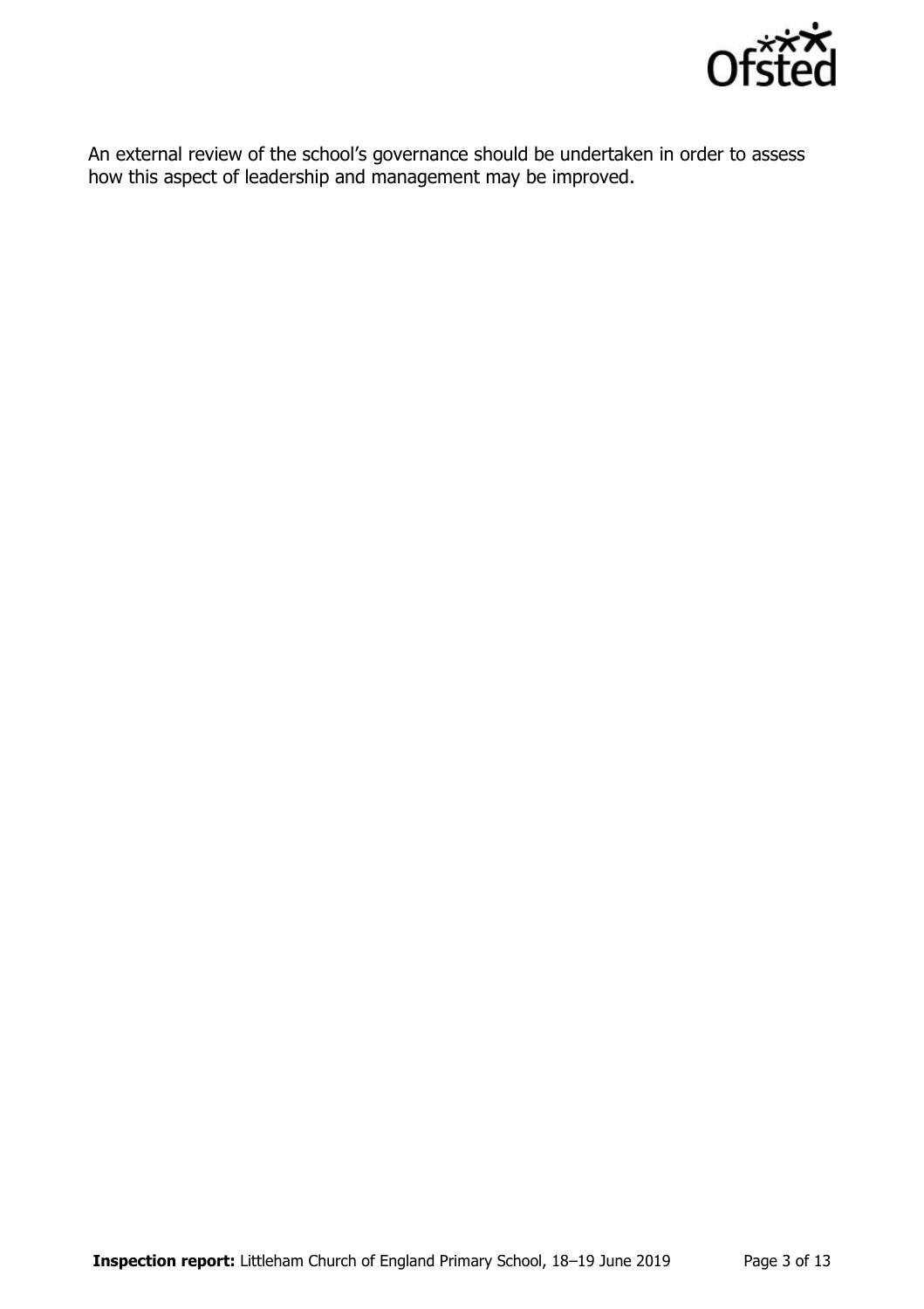An external review of the school's governance should be undertaken in order to assess how this aspect of leadership and management may be improved.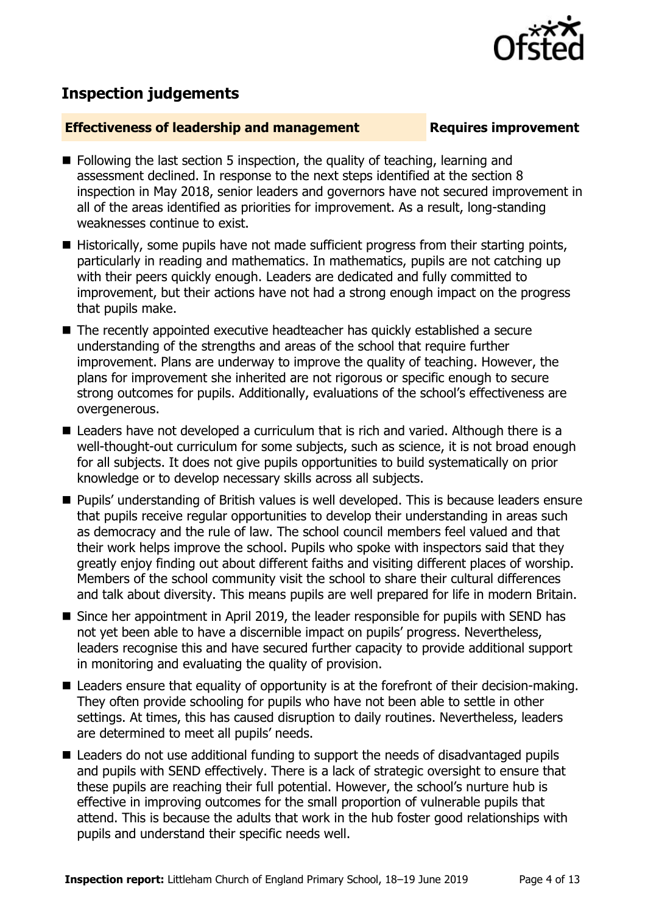## Inspection judgements

**Effectiveness of leadership and management** **Requires improvement**

- Following the last section 5 inspection, the quality of teaching, learning and assessment declined. In response to the next steps identified at the section 8 inspection in May 2018, senior leaders and governors have not secured improvement in all of the areas identified as priorities for improvement. As a result, long-standing weaknesses continue to exist.
- Historically, some pupils have not made sufficient progress from their starting points, particularly in reading and mathematics. In mathematics, pupils are not catching up with their peers quickly enough. Leaders are dedicated and fully committed to improvement, but their actions have not had a strong enough impact on the progress that pupils make.
- The recently appointed executive headteacher has quickly established a secure understanding of the strengths and areas of the school that require further improvement. Plans are underway to improve the quality of teaching. However, the plans for improvement she inherited are not rigorous or specific enough to secure strong outcomes for pupils. Additionally, evaluations of the school's effectiveness are overgenerous.
- Leaders have not developed a curriculum that is rich and varied. Although there is a well-thought-out curriculum for some subjects, such as science, it is not broad enough for all subjects. It does not give pupils opportunities to build systematically on prior knowledge or to develop necessary skills across all subjects.
- Pupils' understanding of British values is well developed. This is because leaders ensure that pupils receive regular opportunities to develop their understanding in areas such as democracy and the rule of law. The school council members feel valued and that their work helps improve the school. Pupils who spoke with inspectors said that they greatly enjoy finding out about different faiths and visiting different places of worship. Members of the school community visit the school to share their cultural differences and talk about diversity. This means pupils are well prepared for life in modern Britain.
- Since her appointment in April 2019, the leader responsible for pupils with SEND has not yet been able to have a discernible impact on pupils' progress. Nevertheless, leaders recognise this and have secured further capacity to provide additional support in monitoring and evaluating the quality of provision.
- Leaders ensure that equality of opportunity is at the forefront of their decision-making. They often provide schooling for pupils who have not been able to settle in other settings. At times, this has caused disruption to daily routines. Nevertheless, leaders are determined to meet all pupils' needs.
- Leaders do not use additional funding to support the needs of disadvantaged pupils and pupils with SEND effectively. There is a lack of strategic oversight to ensure that these pupils are reaching their full potential. However, the school's nurture hub is effective in improving outcomes for the small proportion of vulnerable pupils that attend. This is because the adults that work in the hub foster good relationships with pupils and understand their specific needs well.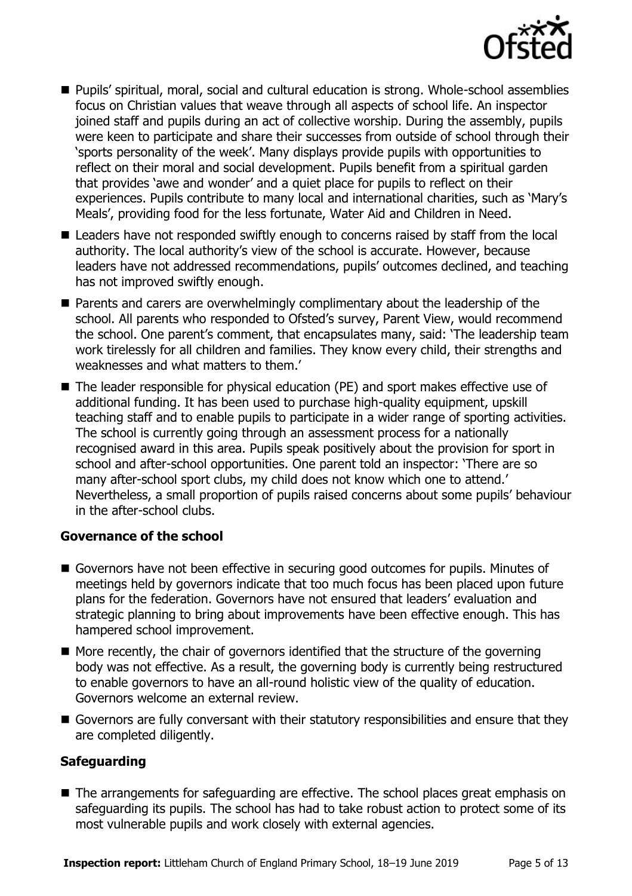- Pupils' spiritual, moral, social and cultural education is strong. Whole-school assemblies focus on Christian values that weave through all aspects of school life. An inspector joined staff and pupils during an act of collective worship. During the assembly, pupils were keen to participate and share their successes from outside of school through their 'sports personality of the week'. Many displays provide pupils with opportunities to reflect on their moral and social development. Pupils benefit from a spiritual garden that provides 'awe and wonder' and a quiet place for pupils to reflect on their experiences. Pupils contribute to many local and international charities, such as 'Mary's Meals', providing food for the less fortunate, Water Aid and Children in Need.
- Leaders have not responded swiftly enough to concerns raised by staff from the local authority. The local authority's view of the school is accurate. However, because leaders have not addressed recommendations, pupils' outcomes declined, and teaching has not improved swiftly enough.
- Parents and carers are overwhelmingly complimentary about the leadership of the school. All parents who responded to Ofsted's survey, Parent View, would recommend the school. One parent's comment, that encapsulates many, said: 'The leadership team work tirelessly for all children and families. They know every child, their strengths and weaknesses and what matters to them.'
- The leader responsible for physical education (PE) and sport makes effective use of additional funding. It has been used to purchase high-quality equipment, upskill teaching staff and to enable pupils to participate in a wider range of sporting activities. The school is currently going through an assessment process for a nationally recognised award in this area. Pupils speak positively about the provision for sport in school and after-school opportunities. One parent told an inspector: 'There are so many after-school sport clubs, my child does not know which one to attend.' Nevertheless, a small proportion of pupils raised concerns about some pupils' behaviour in the after-school clubs.

### Governance of the school

- Governors have not been effective in securing good outcomes for pupils. Minutes of meetings held by governors indicate that too much focus has been placed upon future plans for the federation. Governors have not ensured that leaders' evaluation and strategic planning to bring about improvements have been effective enough. This has hampered school improvement.
- More recently, the chair of governors identified that the structure of the governing body was not effective. As a result, the governing body is currently being restructured to enable governors to have an all-round holistic view of the quality of education. Governors welcome an external review.
- Governors are fully conversant with their statutory responsibilities and ensure that they are completed diligently.

### Safeguarding

- The arrangements for safeguarding are effective. The school places great emphasis on safeguarding its pupils. The school has had to take robust action to protect some of its most vulnerable pupils and work closely with external agencies.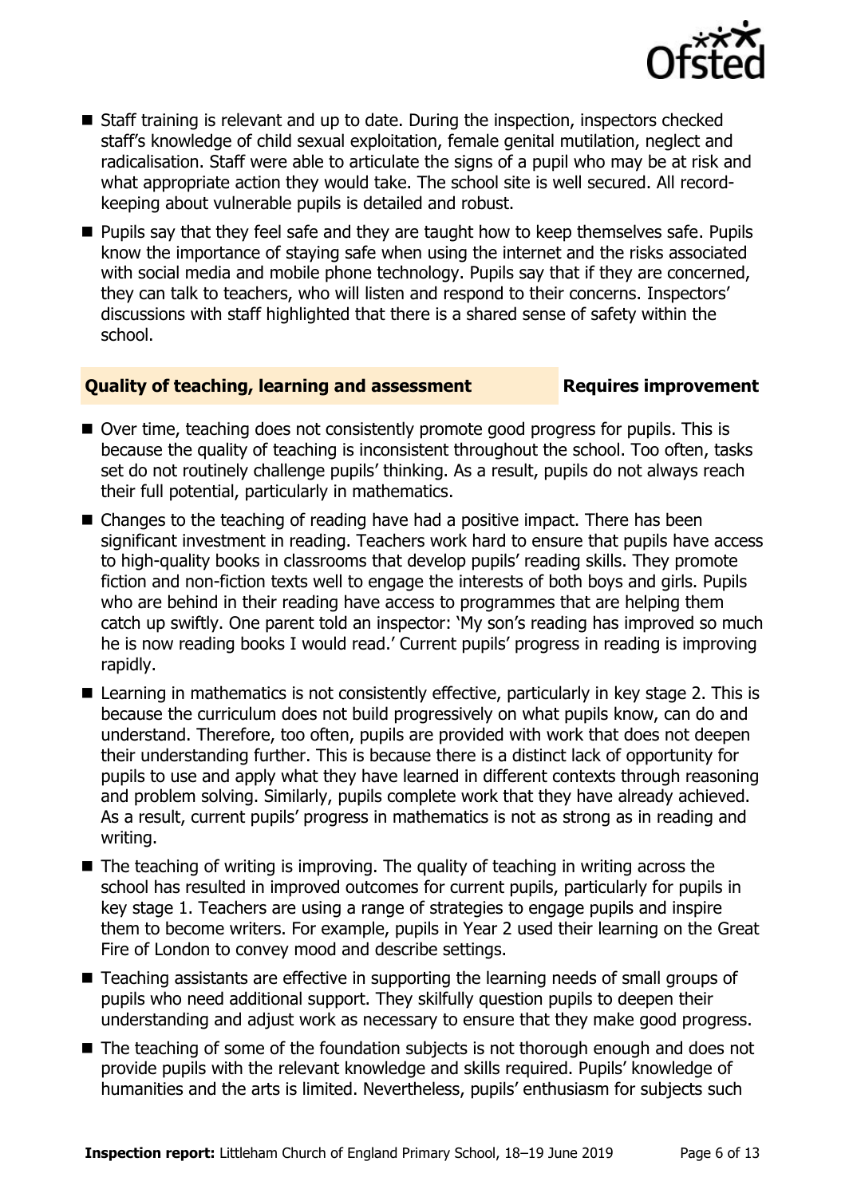- Staff training is relevant and up to date. During the inspection, inspectors checked staff's knowledge of child sexual exploitation, female genital mutilation, neglect and radicalisation. Staff were able to articulate the signs of a pupil who may be at risk and what appropriate action they would take. The school site is well secured. All record-keeping about vulnerable pupils is detailed and robust.
- Pupils say that they feel safe and they are taught how to keep themselves safe. Pupils know the importance of staying safe when using the internet and the risks associated with social media and mobile phone technology. Pupils say that if they are concerned, they can talk to teachers, who will listen and respond to their concerns. Inspectors' discussions with staff highlighted that there is a shared sense of safety within the school.

## Quality of teaching, learning and assessment — Requires improvement

- Over time, teaching does not consistently promote good progress for pupils. This is because the quality of teaching is inconsistent throughout the school. Too often, tasks set do not routinely challenge pupils' thinking. As a result, pupils do not always reach their full potential, particularly in mathematics.
- Changes to the teaching of reading have had a positive impact. There has been significant investment in reading. Teachers work hard to ensure that pupils have access to high-quality books in classrooms that develop pupils' reading skills. They promote fiction and non-fiction texts well to engage the interests of both boys and girls. Pupils who are behind in their reading have access to programmes that are helping them catch up swiftly. One parent told an inspector: 'My son's reading has improved so much he is now reading books I would read.' Current pupils' progress in reading is improving rapidly.
- Learning in mathematics is not consistently effective, particularly in key stage 2. This is because the curriculum does not build progressively on what pupils know, can do and understand. Therefore, too often, pupils are provided with work that does not deepen their understanding further. This is because there is a distinct lack of opportunity for pupils to use and apply what they have learned in different contexts through reasoning and problem solving. Similarly, pupils complete work that they have already achieved. As a result, current pupils' progress in mathematics is not as strong as in reading and writing.
- The teaching of writing is improving. The quality of teaching in writing across the school has resulted in improved outcomes for current pupils, particularly for pupils in key stage 1. Teachers are using a range of strategies to engage pupils and inspire them to become writers. For example, pupils in Year 2 used their learning on the Great Fire of London to convey mood and describe settings.
- Teaching assistants are effective in supporting the learning needs of small groups of pupils who need additional support. They skilfully question pupils to deepen their understanding and adjust work as necessary to ensure that they make good progress.
- The teaching of some of the foundation subjects is not thorough enough and does not provide pupils with the relevant knowledge and skills required. Pupils' knowledge of humanities and the arts is limited. Nevertheless, pupils' enthusiasm for subjects such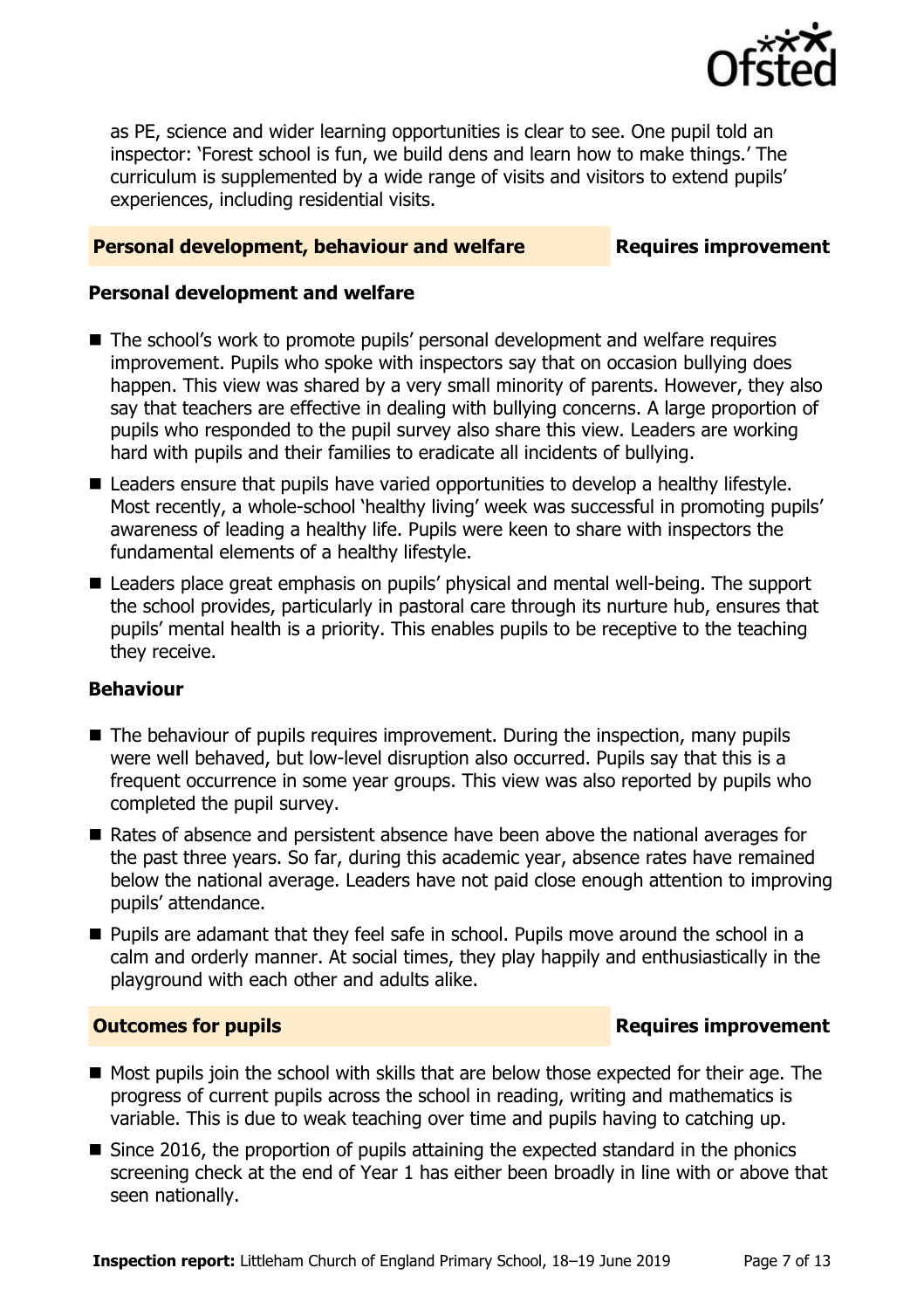as PE, science and wider learning opportunities is clear to see. One pupil told an inspector: 'Forest school is fun, we build dens and learn how to make things.' The curriculum is supplemented by a wide range of visits and visitors to extend pupils' experiences, including residential visits.

## Personal development, behaviour and welfare — Requires improvement

### Personal development and welfare

- The school's work to promote pupils' personal development and welfare requires improvement. Pupils who spoke with inspectors say that on occasion bullying does happen. This view was shared by a very small minority of parents. However, they also say that teachers are effective in dealing with bullying concerns. A large proportion of pupils who responded to the pupil survey also share this view. Leaders are working hard with pupils and their families to eradicate all incidents of bullying.
- Leaders ensure that pupils have varied opportunities to develop a healthy lifestyle. Most recently, a whole-school 'healthy living' week was successful in promoting pupils' awareness of leading a healthy life. Pupils were keen to share with inspectors the fundamental elements of a healthy lifestyle.
- Leaders place great emphasis on pupils' physical and mental well-being. The support the school provides, particularly in pastoral care through its nurture hub, ensures that pupils' mental health is a priority. This enables pupils to be receptive to the teaching they receive.

### Behaviour

- The behaviour of pupils requires improvement. During the inspection, many pupils were well behaved, but low-level disruption also occurred. Pupils say that this is a frequent occurrence in some year groups. This view was also reported by pupils who completed the pupil survey.
- Rates of absence and persistent absence have been above the national averages for the past three years. So far, during this academic year, absence rates have remained below the national average. Leaders have not paid close enough attention to improving pupils' attendance.
- Pupils are adamant that they feel safe in school. Pupils move around the school in a calm and orderly manner. At social times, they play happily and enthusiastically in the playground with each other and adults alike.

## Outcomes for pupils — Requires improvement

- Most pupils join the school with skills that are below those expected for their age. The progress of current pupils across the school in reading, writing and mathematics is variable. This is due to weak teaching over time and pupils having to catching up.
- Since 2016, the proportion of pupils attaining the expected standard in the phonics screening check at the end of Year 1 has either been broadly in line with or above that seen nationally.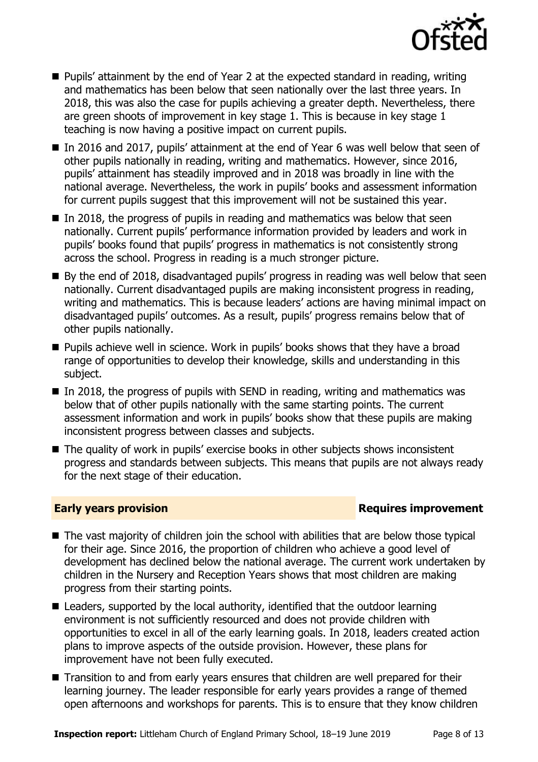- Pupils' attainment by the end of Year 2 at the expected standard in reading, writing and mathematics has been below that seen nationally over the last three years. In 2018, this was also the case for pupils achieving a greater depth. Nevertheless, there are green shoots of improvement in key stage 1. This is because in key stage 1 teaching is now having a positive impact on current pupils.
- In 2016 and 2017, pupils' attainment at the end of Year 6 was well below that seen of other pupils nationally in reading, writing and mathematics. However, since 2016, pupils' attainment has steadily improved and in 2018 was broadly in line with the national average. Nevertheless, the work in pupils' books and assessment information for current pupils suggest that this improvement will not be sustained this year.
- In 2018, the progress of pupils in reading and mathematics was below that seen nationally. Current pupils' performance information provided by leaders and work in pupils' books found that pupils' progress in mathematics is not consistently strong across the school. Progress in reading is a much stronger picture.
- By the end of 2018, disadvantaged pupils' progress in reading was well below that seen nationally. Current disadvantaged pupils are making inconsistent progress in reading, writing and mathematics. This is because leaders' actions are having minimal impact on disadvantaged pupils' outcomes. As a result, pupils' progress remains below that of other pupils nationally.
- Pupils achieve well in science. Work in pupils' books shows that they have a broad range of opportunities to develop their knowledge, skills and understanding in this subject.
- In 2018, the progress of pupils with SEND in reading, writing and mathematics was below that of other pupils nationally with the same starting points. The current assessment information and work in pupils' books show that these pupils are making inconsistent progress between classes and subjects.
- The quality of work in pupils' exercise books in other subjects shows inconsistent progress and standards between subjects. This means that pupils are not always ready for the next stage of their education.

## Early years provision — Requires improvement

- The vast majority of children join the school with abilities that are below those typical for their age. Since 2016, the proportion of children who achieve a good level of development has declined below the national average. The current work undertaken by children in the Nursery and Reception Years shows that most children are making progress from their starting points.
- Leaders, supported by the local authority, identified that the outdoor learning environment is not sufficiently resourced and does not provide children with opportunities to excel in all of the early learning goals. In 2018, leaders created action plans to improve aspects of the outside provision. However, these plans for improvement have not been fully executed.
- Transition to and from early years ensures that children are well prepared for their learning journey. The leader responsible for early years provides a range of themed open afternoons and workshops for parents. This is to ensure that they know children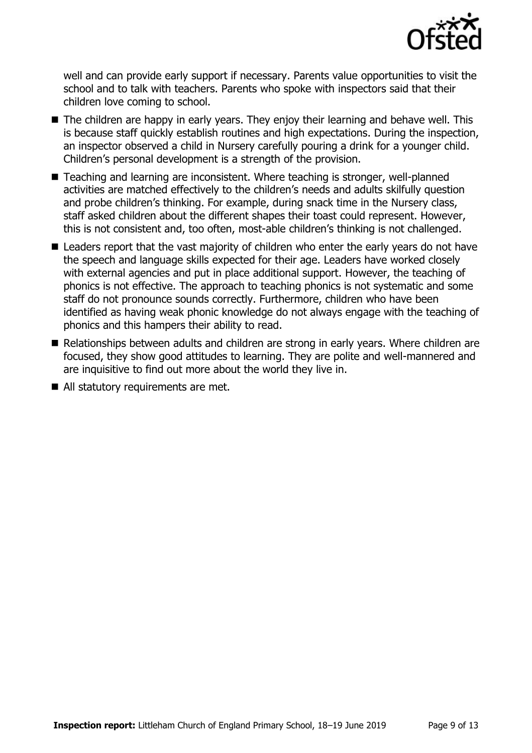well and can provide early support if necessary. Parents value opportunities to visit the school and to talk with teachers. Parents who spoke with inspectors said that their children love coming to school.

- The children are happy in early years. They enjoy their learning and behave well. This is because staff quickly establish routines and high expectations. During the inspection, an inspector observed a child in Nursery carefully pouring a drink for a younger child. Children's personal development is a strength of the provision.
- Teaching and learning are inconsistent. Where teaching is stronger, well-planned activities are matched effectively to the children's needs and adults skilfully question and probe children's thinking. For example, during snack time in the Nursery class, staff asked children about the different shapes their toast could represent. However, this is not consistent and, too often, most-able children's thinking is not challenged.
- Leaders report that the vast majority of children who enter the early years do not have the speech and language skills expected for their age. Leaders have worked closely with external agencies and put in place additional support. However, the teaching of phonics is not effective. The approach to teaching phonics is not systematic and some staff do not pronounce sounds correctly. Furthermore, children who have been identified as having weak phonic knowledge do not always engage with the teaching of phonics and this hampers their ability to read.
- Relationships between adults and children are strong in early years. Where children are focused, they show good attitudes to learning. They are polite and well-mannered and are inquisitive to find out more about the world they live in.
- All statutory requirements are met.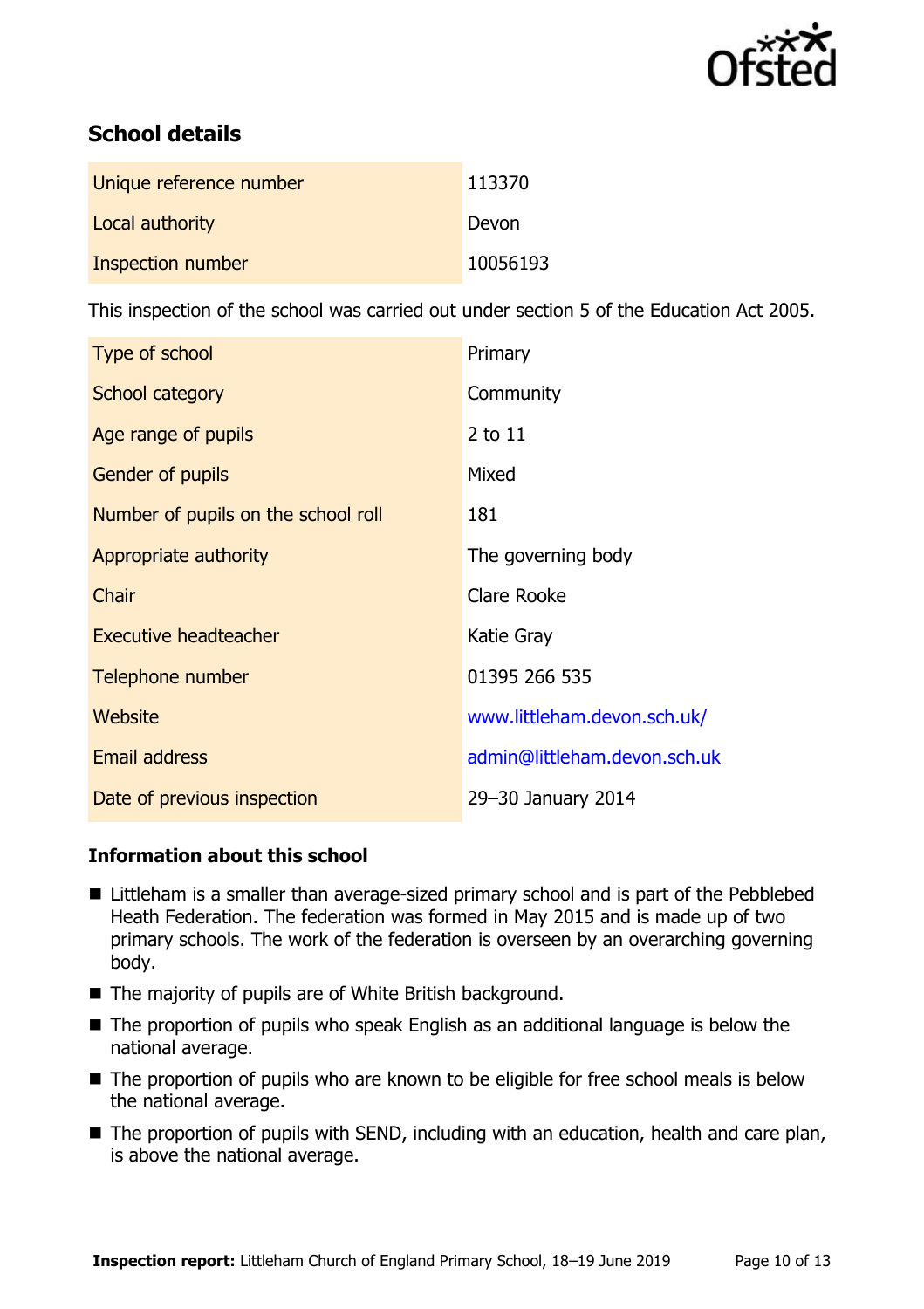## School details

| | |
|---|---|
| Unique reference number | 113370 |
| Local authority | Devon |
| Inspection number | 10056193 |

This inspection of the school was carried out under section 5 of the Education Act 2005.

| | |
|---|---|
| Type of school | Primary |
| School category | Community |
| Age range of pupils | 2 to 11 |
| Gender of pupils | Mixed |
| Number of pupils on the school roll | 181 |
| Appropriate authority | The governing body |
| Chair | Clare Rooke |
| Executive headteacher | Katie Gray |
| Telephone number | 01395 266 535 |
| Website | www.littleham.devon.sch.uk/ |
| Email address | admin@littleham.devon.sch.uk |
| Date of previous inspection | 29–30 January 2014 |

### Information about this school

- Littleham is a smaller than average-sized primary school and is part of the Pebblebed Heath Federation. The federation was formed in May 2015 and is made up of two primary schools. The work of the federation is overseen by an overarching governing body.
- The majority of pupils are of White British background.
- The proportion of pupils who speak English as an additional language is below the national average.
- The proportion of pupils who are known to be eligible for free school meals is below the national average.
- The proportion of pupils with SEND, including with an education, health and care plan, is above the national average.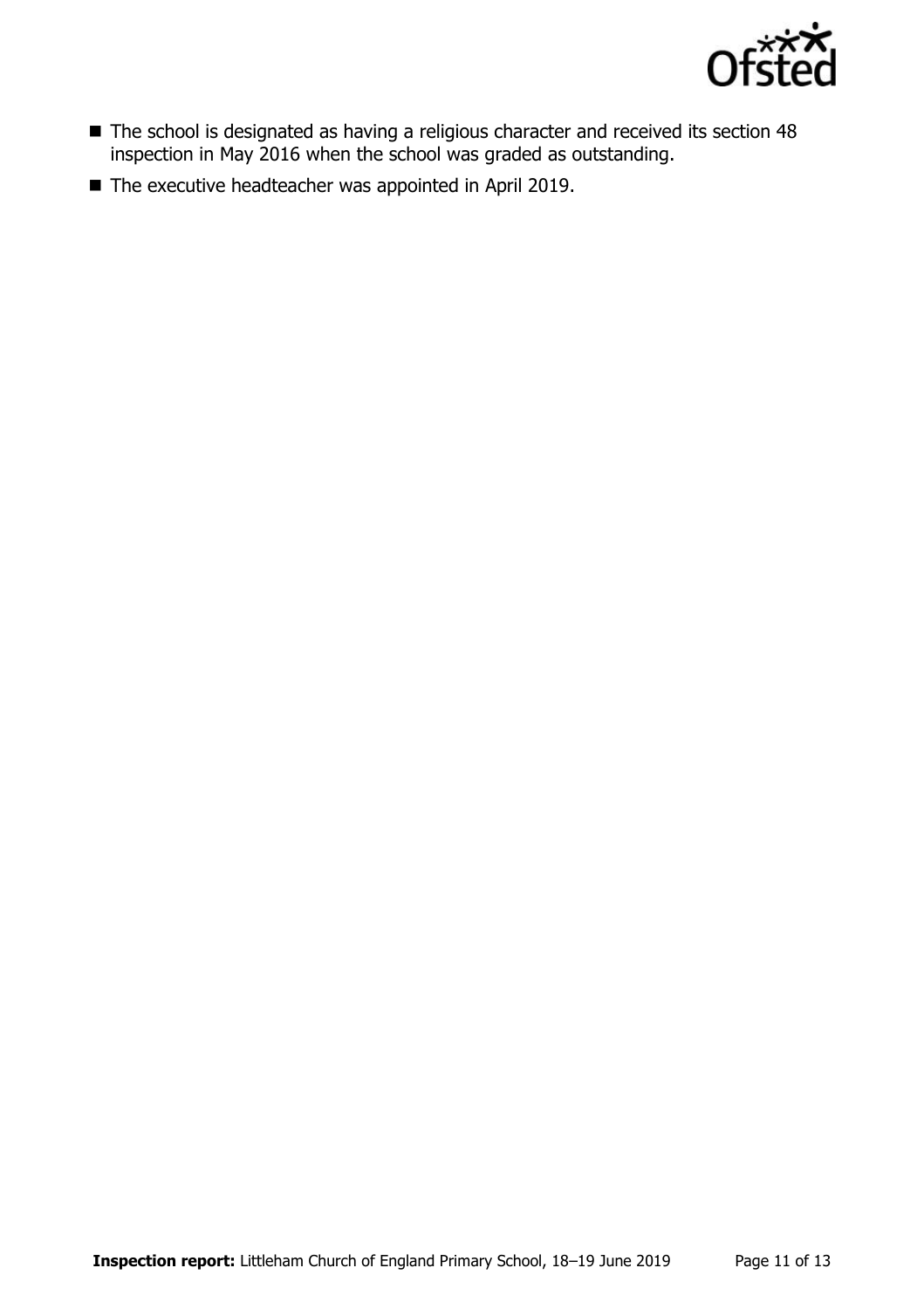- The school is designated as having a religious character and received its section 48 inspection in May 2016 when the school was graded as outstanding.
- The executive headteacher was appointed in April 2019.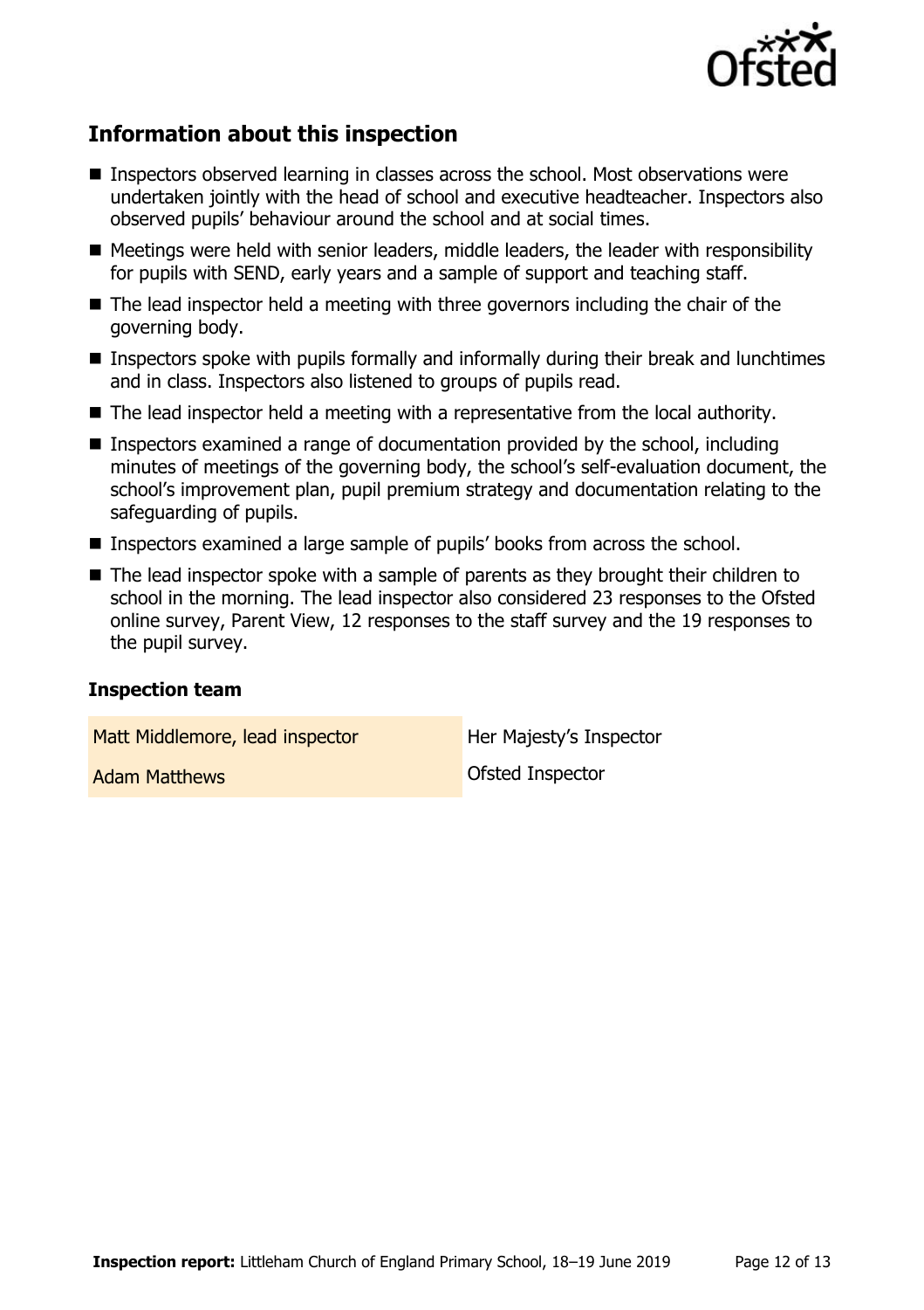## Information about this inspection

- Inspectors observed learning in classes across the school. Most observations were undertaken jointly with the head of school and executive headteacher. Inspectors also observed pupils' behaviour around the school and at social times.
- Meetings were held with senior leaders, middle leaders, the leader with responsibility for pupils with SEND, early years and a sample of support and teaching staff.
- The lead inspector held a meeting with three governors including the chair of the governing body.
- Inspectors spoke with pupils formally and informally during their break and lunchtimes and in class. Inspectors also listened to groups of pupils read.
- The lead inspector held a meeting with a representative from the local authority.
- Inspectors examined a range of documentation provided by the school, including minutes of meetings of the governing body, the school's self-evaluation document, the school's improvement plan, pupil premium strategy and documentation relating to the safeguarding of pupils.
- Inspectors examined a large sample of pupils' books from across the school.
- The lead inspector spoke with a sample of parents as they brought their children to school in the morning. The lead inspector also considered 23 responses to the Ofsted online survey, Parent View, 12 responses to the staff survey and the 19 responses to the pupil survey.

### Inspection team

| | |
|---|---|
| Matt Middlemore, lead inspector | Her Majesty's Inspector |
| Adam Matthews | Ofsted Inspector |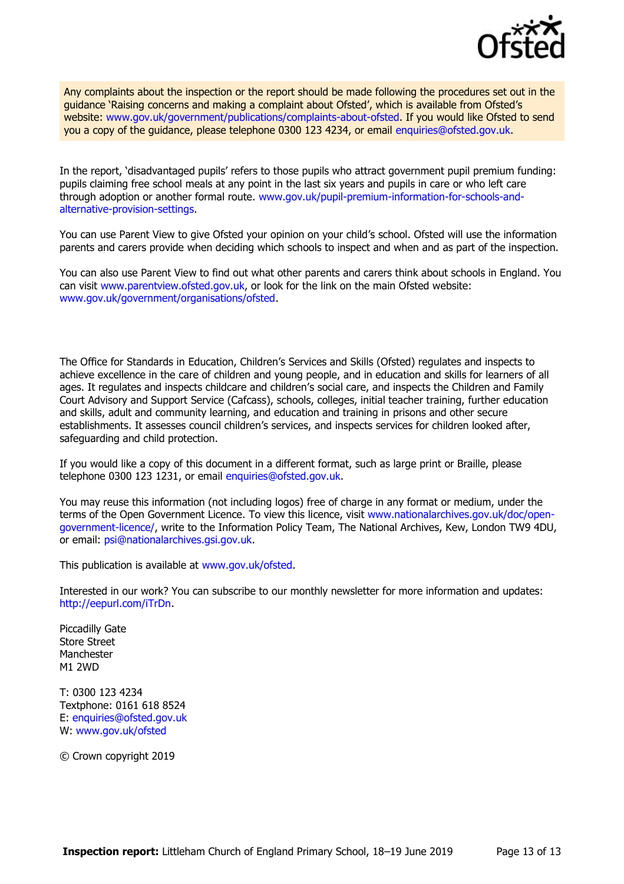Any complaints about the inspection or the report should be made following the procedures set out in the guidance 'Raising concerns and making a complaint about Ofsted', which is available from Ofsted's website: www.gov.uk/government/publications/complaints-about-ofsted. If you would like Ofsted to send you a copy of the guidance, please telephone 0300 123 4234, or email enquiries@ofsted.gov.uk.

In the report, 'disadvantaged pupils' refers to those pupils who attract government pupil premium funding: pupils claiming free school meals at any point in the last six years and pupils in care or who left care through adoption or another formal route. www.gov.uk/pupil-premium-information-for-schools-and-alternative-provision-settings.

You can use Parent View to give Ofsted your opinion on your child's school. Ofsted will use the information parents and carers provide when deciding which schools to inspect and when and as part of the inspection.

You can also use Parent View to find out what other parents and carers think about schools in England. You can visit www.parentview.ofsted.gov.uk, or look for the link on the main Ofsted website: www.gov.uk/government/organisations/ofsted.

The Office for Standards in Education, Children's Services and Skills (Ofsted) regulates and inspects to achieve excellence in the care of children and young people, and in education and skills for learners of all ages. It regulates and inspects childcare and children's social care, and inspects the Children and Family Court Advisory and Support Service (Cafcass), schools, colleges, initial teacher training, further education and skills, adult and community learning, and education and training in prisons and other secure establishments. It assesses council children's services, and inspects services for children looked after, safeguarding and child protection.

If you would like a copy of this document in a different format, such as large print or Braille, please telephone 0300 123 1231, or email enquiries@ofsted.gov.uk.

You may reuse this information (not including logos) free of charge in any format or medium, under the terms of the Open Government Licence. To view this licence, visit www.nationalarchives.gov.uk/doc/open-government-licence/, write to the Information Policy Team, The National Archives, Kew, London TW9 4DU, or email: psi@nationalarchives.gsi.gov.uk.

This publication is available at www.gov.uk/ofsted.

Interested in our work? You can subscribe to our monthly newsletter for more information and updates: http://eepurl.com/iTrDn.

Piccadilly Gate
Store Street
Manchester
M1 2WD

T: 0300 123 4234
Textphone: 0161 618 8524
E: enquiries@ofsted.gov.uk
W: www.gov.uk/ofsted

© Crown copyright 2019